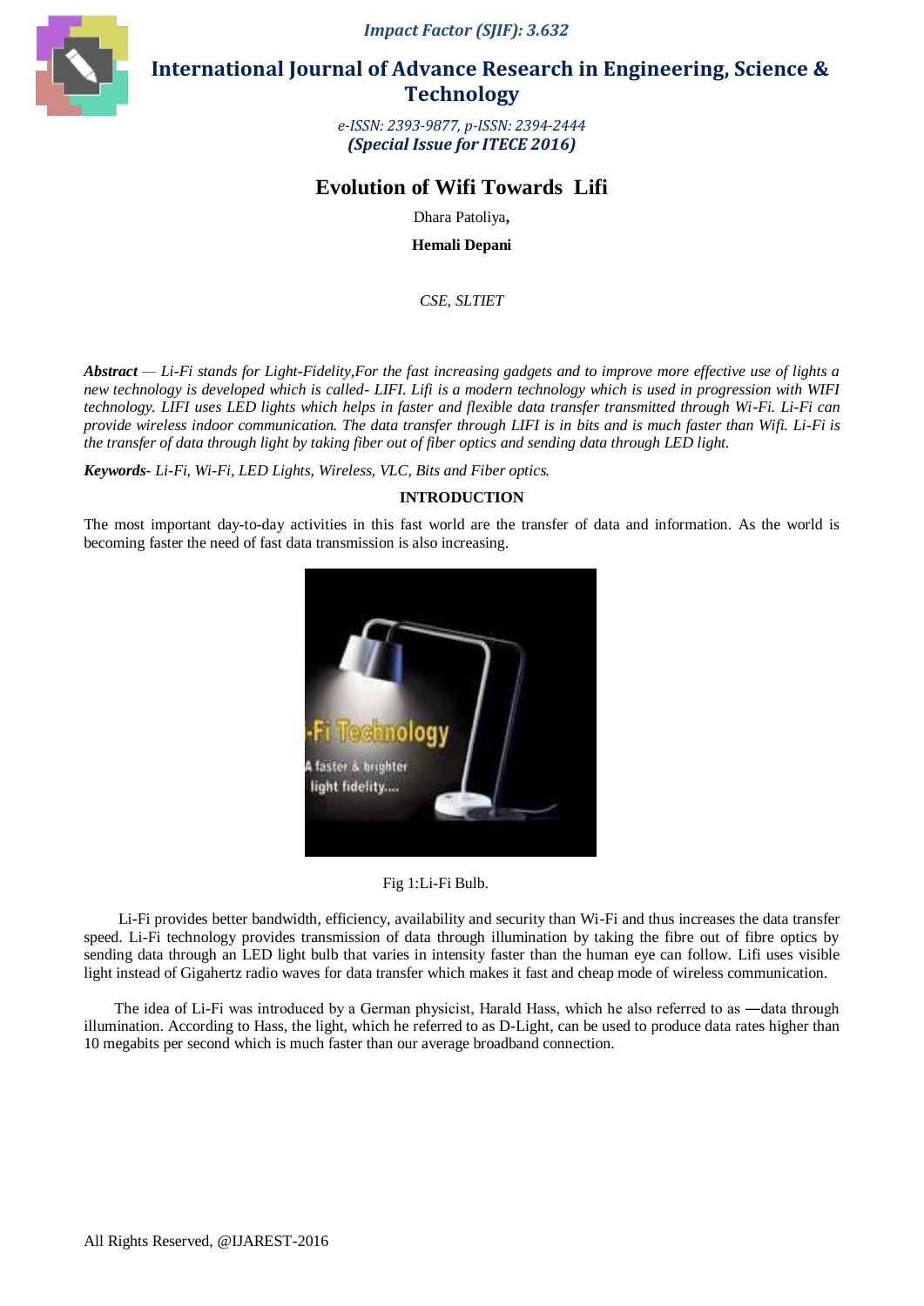# Evolution of Wifi Towards Lifi

Dhara Patoliya**,**

**Hemali Depani**

*CSE, SLTIET*

***Abstract*** — *Li-Fi stands for Light-Fidelity,For the fast increasing gadgets and to improve more effective use of lights a new technology is developed which is called- LIFI. Lifi is a modern technology which is used in progression with WIFI technology. LIFI uses LED lights which helps in faster and flexible data transfer transmitted through Wi-Fi. Li-Fi can provide wireless indoor communication. The data transfer through LIFI is in bits and is much faster than Wifi. Li-Fi is the transfer of data through light by taking fiber out of fiber optics and sending data through LED light.*

***Keywords****- Li-Fi, Wi-Fi, LED Lights, Wireless, VLC, Bits and Fiber optics.*

## INTRODUCTION

The most important day-to-day activities in this fast world are the transfer of data and information. As the world is becoming faster the need of fast data transmission is also increasing.

Fig 1:Li-Fi Bulb.

Li-Fi provides better bandwidth, efficiency, availability and security than Wi-Fi and thus increases the data transfer speed. Li-Fi technology provides transmission of data through illumination by taking the fibre out of fibre optics by sending data through an LED light bulb that varies in intensity faster than the human eye can follow. Lifi uses visible light instead of Gigahertz radio waves for data transfer which makes it fast and cheap mode of wireless communication.

The idea of Li-Fi was introduced by a German physicist, Harald Hass, which he also referred to as ―data through illumination. According to Hass, the light, which he referred to as D-Light, can be used to produce data rates higher than 10 megabits per second which is much faster than our average broadband connection.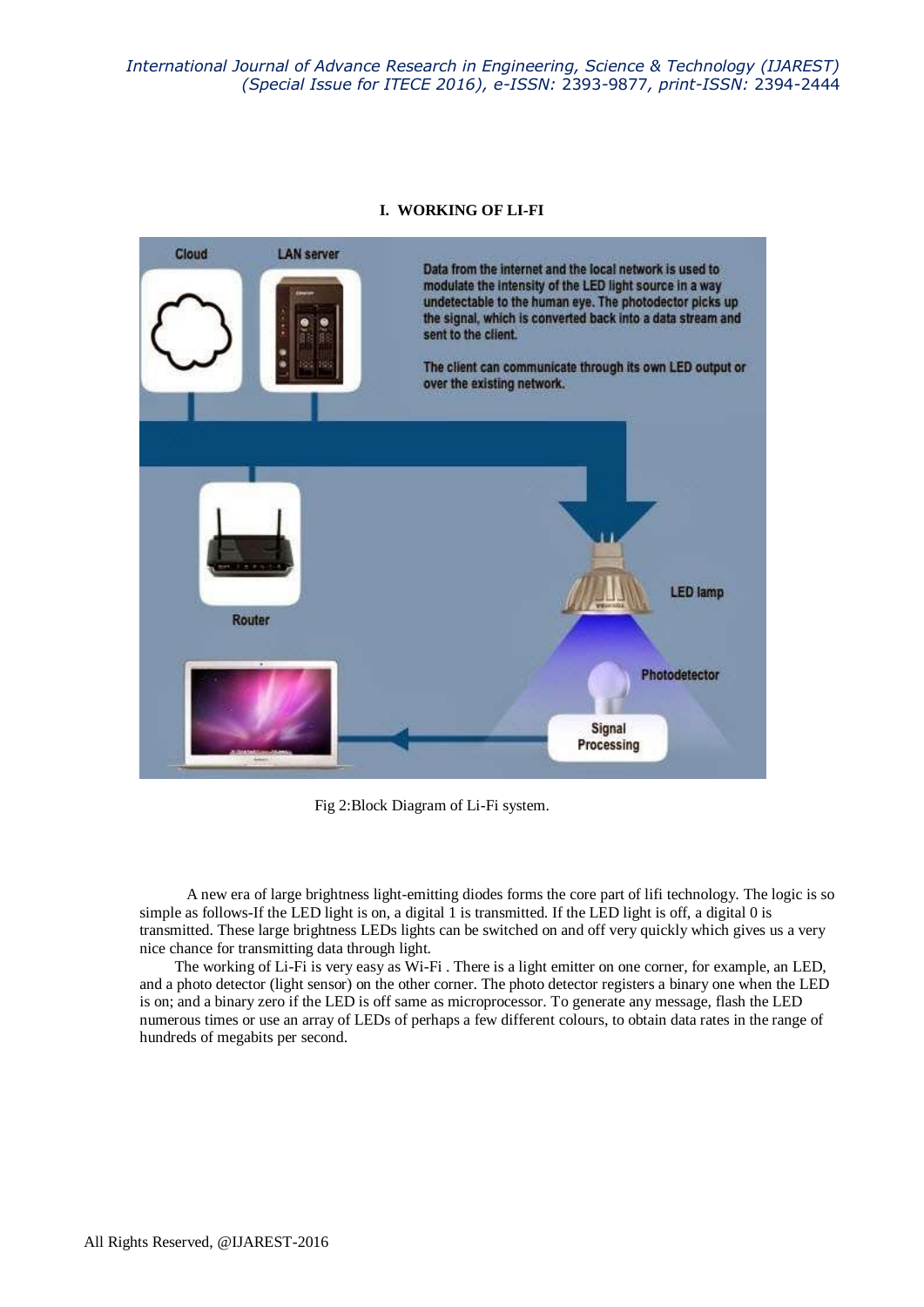## I. WORKING OF LI-FI

Fig 2:Block Diagram of Li-Fi system.

A new era of large brightness light-emitting diodes forms the core part of lifi technology. The logic is so simple as follows-If the LED light is on, a digital 1 is transmitted. If the LED light is off, a digital 0 is transmitted. These large brightness LEDs lights can be switched on and off very quickly which gives us a very nice chance for transmitting data through light.

The working of Li-Fi is very easy as Wi-Fi . There is a light emitter on one corner, for example, an LED, and a photo detector (light sensor) on the other corner. The photo detector registers a binary one when the LED is on; and a binary zero if the LED is off same as microprocessor. To generate any message, flash the LED numerous times or use an array of LEDs of perhaps a few different colours, to obtain data rates in the range of hundreds of megabits per second.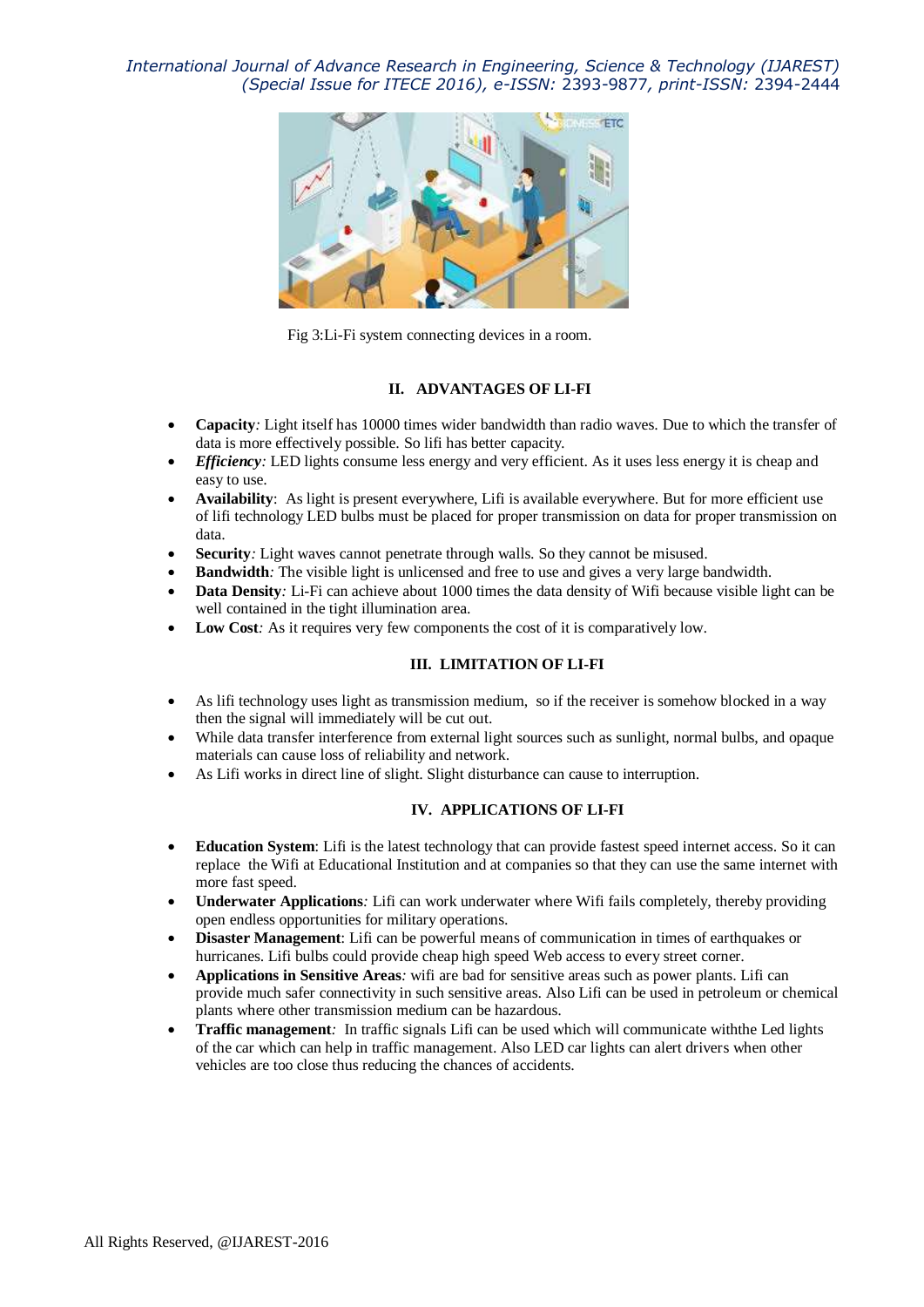Fig 3:Li-Fi system connecting devices in a room.

## II. ADVANTAGES OF LI-FI

- **Capacity***:* Light itself has 10000 times wider bandwidth than radio waves. Due to which the transfer of data is more effectively possible. So lifi has better capacity.
- ***Efficiency****:* LED lights consume less energy and very efficient. As it uses less energy it is cheap and easy to use.
- **Availability**: As light is present everywhere, Lifi is available everywhere. But for more efficient use of lifi technology LED bulbs must be placed for proper transmission on data for proper transmission on data.
- **Security***:* Light waves cannot penetrate through walls. So they cannot be misused.
- **Bandwidth***:* The visible light is unlicensed and free to use and gives a very large bandwidth.
- **Data Density***:* Li-Fi can achieve about 1000 times the data density of Wifi because visible light can be well contained in the tight illumination area.
- **Low Cost***:* As it requires very few components the cost of it is comparatively low.

## III. LIMITATION OF LI-FI

- As lifi technology uses light as transmission medium, so if the receiver is somehow blocked in a way then the signal will immediately will be cut out.
- While data transfer interference from external light sources such as sunlight, normal bulbs, and opaque materials can cause loss of reliability and network.
- As Lifi works in direct line of slight. Slight disturbance can cause to interruption.

## IV. APPLICATIONS OF LI-FI

- **Education System**: Lifi is the latest technology that can provide fastest speed internet access. So it can replace the Wifi at Educational Institution and at companies so that they can use the same internet with more fast speed.
- **Underwater Applications***:* Lifi can work underwater where Wifi fails completely, thereby providing open endless opportunities for military operations.
- **Disaster Management**: Lifi can be powerful means of communication in times of earthquakes or hurricanes. Lifi bulbs could provide cheap high speed Web access to every street corner.
- **Applications in Sensitive Areas***:* wifi are bad for sensitive areas such as power plants. Lifi can provide much safer connectivity in such sensitive areas. Also Lifi can be used in petroleum or chemical plants where other transmission medium can be hazardous.
- **Traffic management***:* In traffic signals Lifi can be used which will communicate withthe Led lights of the car which can help in traffic management. Also LED car lights can alert drivers when other vehicles are too close thus reducing the chances of accidents.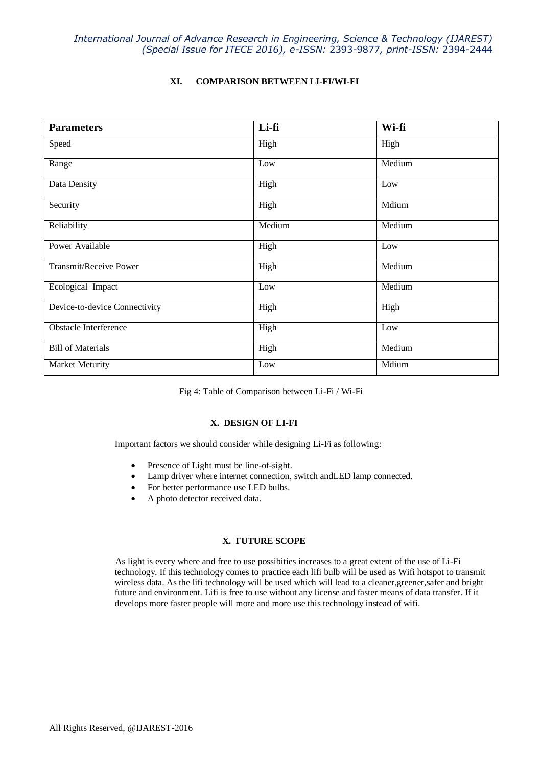## XI. COMPARISON BETWEEN LI-FI/WI-FI

| Parameters | Li-fi | Wi-fi |
|---|---|---|
| Speed | High | High |
| Range | Low | Medium |
| Data Density | High | Low |
| Security | High | Mdium |
| Reliability | Medium | Medium |
| Power Available | High | Low |
| Transmit/Receive Power | High | Medium |
| Ecological Impact | Low | Medium |
| Device-to-device Connectivity | High | High |
| Obstacle Interference | High | Low |
| Bill of Materials | High | Medium |
| Market Meturity | Low | Mdium |

Fig 4: Table of Comparison between Li-Fi / Wi-Fi

## X. DESIGN OF LI-FI

Important factors we should consider while designing Li-Fi as following:

- Presence of Light must be line-of-sight.
- Lamp driver where internet connection, switch andLED lamp connected.
- For better performance use LED bulbs.
- A photo detector received data.

## X. FUTURE SCOPE

As light is every where and free to use possibities increases to a great extent of the use of Li-Fi technology. If this technology comes to practice each lifi bulb will be used as Wifi hotspot to transmit wireless data. As the lifi technology will be used which will lead to a cleaner,greener,safer and bright future and environment. Lifi is free to use without any license and faster means of data transfer. If it develops more faster people will more and more use this technology instead of wifi.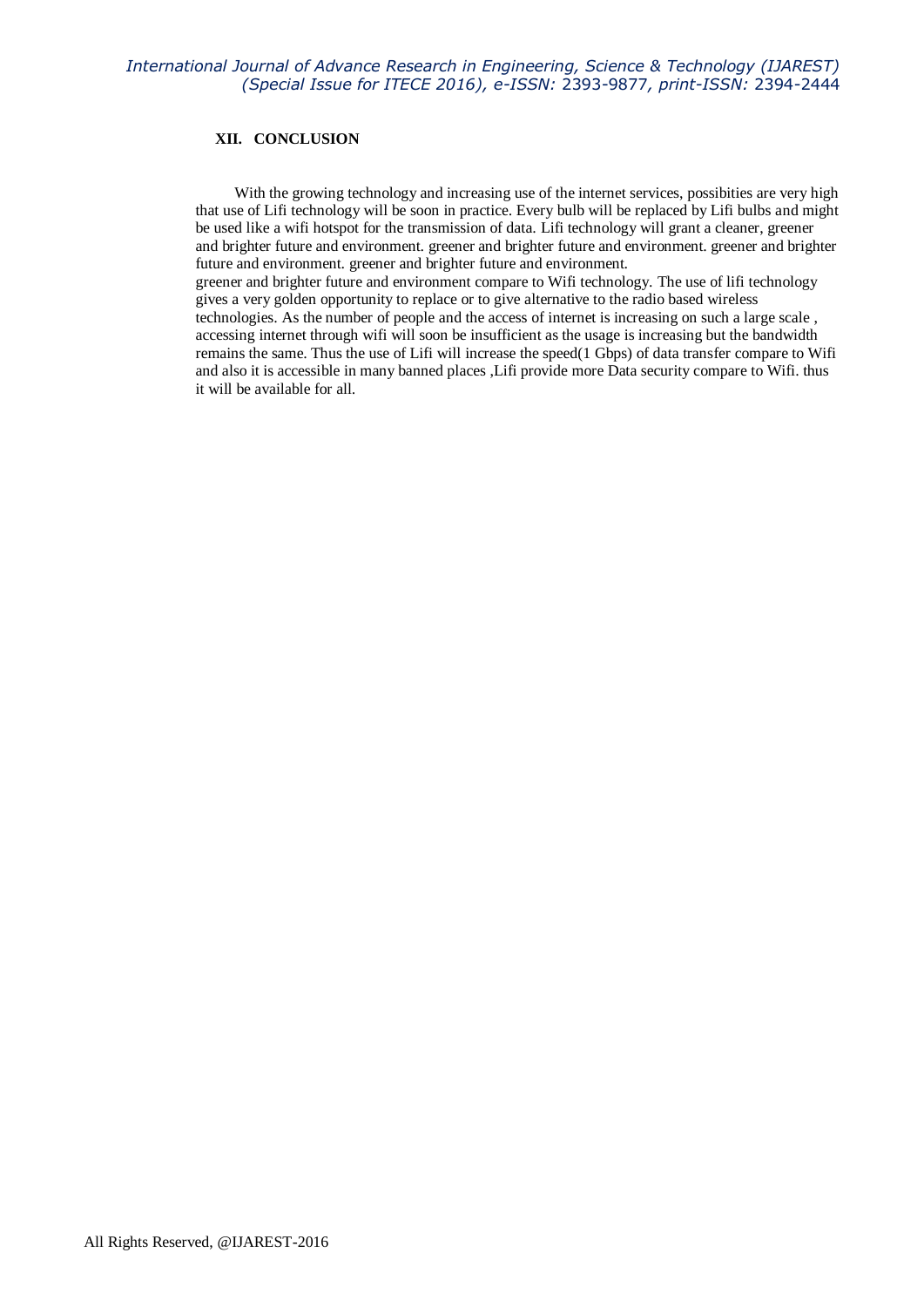## XII. CONCLUSION

With the growing technology and increasing use of the internet services, possibities are very high that use of Lifi technology will be soon in practice. Every bulb will be replaced by Lifi bulbs and might be used like a wifi hotspot for the transmission of data. Lifi technology will grant a cleaner, greener and brighter future and environment. greener and brighter future and environment. greener and brighter future and environment. greener and brighter future and environment.
greener and brighter future and environment compare to Wifi technology. The use of lifi technology gives a very golden opportunity to replace or to give alternative to the radio based wireless technologies. As the number of people and the access of internet is increasing on such a large scale , accessing internet through wifi will soon be insufficient as the usage is increasing but the bandwidth remains the same. Thus the use of Lifi will increase the speed(1 Gbps) of data transfer compare to Wifi and also it is accessible in many banned places ,Lifi provide more Data security compare to Wifi. thus it will be available for all.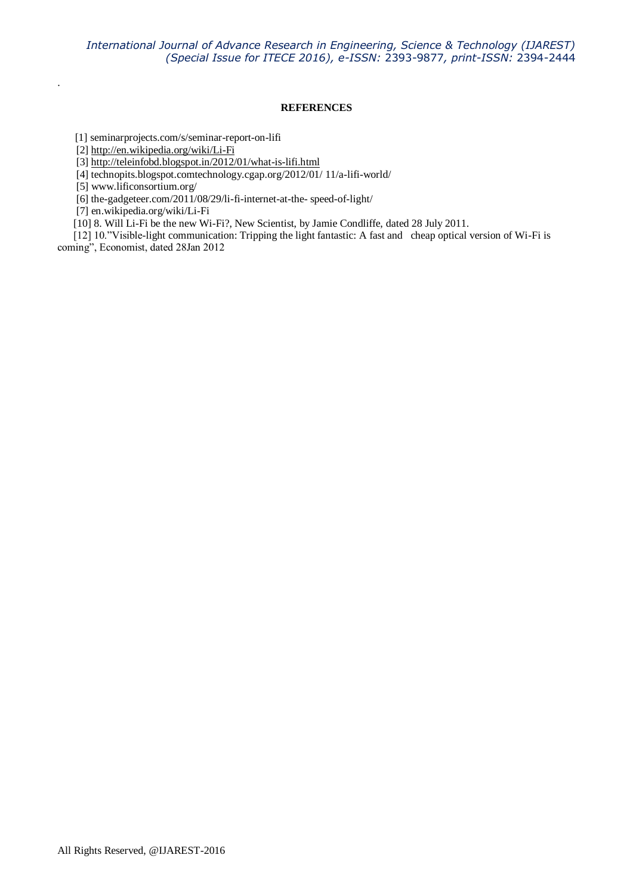**REFERENCES**

[1] seminarprojects.com/s/seminar-report-on-lifi

[2] http://en.wikipedia.org/wiki/Li-Fi

[3] http://teleinfobd.blogspot.in/2012/01/what-is-lifi.html

[4] technopits.blogspot.comtechnology.cgap.org/2012/01/ 11/a-lifi-world/

[5] www.lificonsortium.org/

[6] the-gadgeteer.com/2011/08/29/li-fi-internet-at-the- speed-of-light/

[7] en.wikipedia.org/wiki/Li-Fi

[10] 8. Will Li-Fi be the new Wi-Fi?, New Scientist, by Jamie Condliffe, dated 28 July 2011.

[12] 10."Visible-light communication: Tripping the light fantastic: A fast and cheap optical version of Wi-Fi is coming", Economist, dated 28Jan 2012